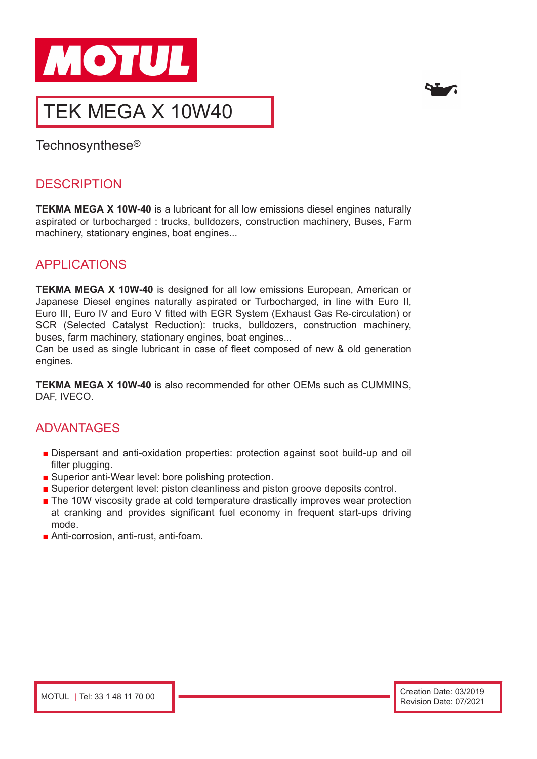# TEK MEGA X 10W40

Technosynthese®

## DESCRIPTION

**TEKMA MEGA X 10W-40** is a lubricant for all low emissions diesel engines naturally aspirated or turbocharged : trucks, bulldozers, construction machinery, Buses, Farm machinery, stationary engines, boat engines...

## APPLICATIONS

**TEKMA MEGA X 10W-40** is designed for all low emissions European, American or Japanese Diesel engines naturally aspirated or Turbocharged, in line with Euro II, Euro III, Euro IV and Euro V fitted with EGR System (Exhaust Gas Re-circulation) or SCR (Selected Catalyst Reduction): trucks, bulldozers, construction machinery, buses, farm machinery, stationary engines, boat engines...
Can be used as single lubricant in case of fleet composed of new & old generation engines.

**TEKMA MEGA X 10W-40** is also recommended for other OEMs such as CUMMINS, DAF, IVECO.

## ADVANTAGES

- Dispersant and anti-oxidation properties: protection against soot build-up and oil filter plugging.
- Superior anti-Wear level: bore polishing protection.
- Superior detergent level: piston cleanliness and piston groove deposits control.
- The 10W viscosity grade at cold temperature drastically improves wear protection at cranking and provides significant fuel economy in frequent start-ups driving mode.
- Anti-corrosion, anti-rust, anti-foam.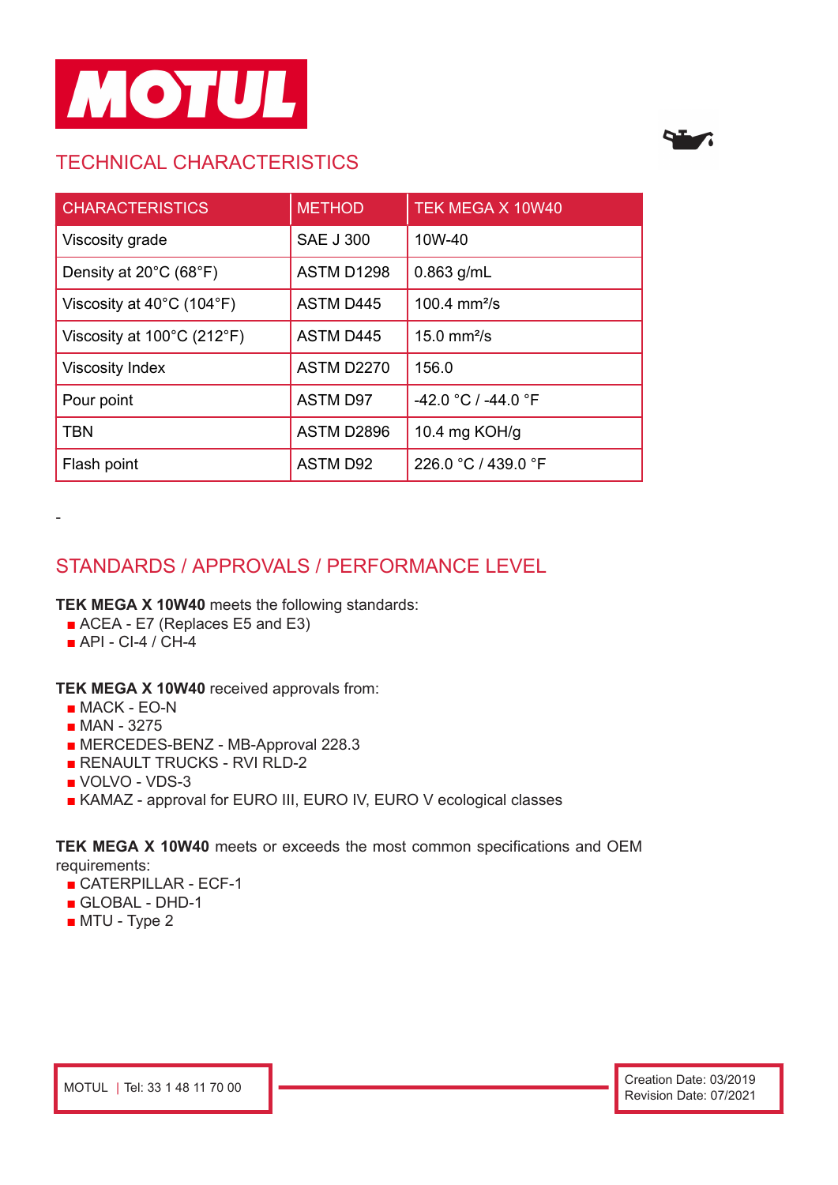## TECHNICAL CHARACTERISTICS

| CHARACTERISTICS | METHOD | TEK MEGA X 10W40 |
|---|---|---|
| Viscosity grade | SAE J 300 | 10W-40 |
| Density at 20°C (68°F) | ASTM D1298 | 0.863 g/mL |
| Viscosity at 40°C (104°F) | ASTM D445 | 100.4 mm²/s |
| Viscosity at 100°C (212°F) | ASTM D445 | 15.0 mm²/s |
| Viscosity Index | ASTM D2270 | 156.0 |
| Pour point | ASTM D97 | -42.0 °C / -44.0 °F |
| TBN | ASTM D2896 | 10.4 mg KOH/g |
| Flash point | ASTM D92 | 226.0 °C / 439.0 °F |

-

## STANDARDS / APPROVALS / PERFORMANCE LEVEL

**TEK MEGA X 10W40** meets the following standards:

- ACEA - E7 (Replaces E5 and E3)
- API - CI-4 / CH-4

**TEK MEGA X 10W40** received approvals from:

- MACK - EO-N
- MAN - 3275
- MERCEDES-BENZ - MB-Approval 228.3
- RENAULT TRUCKS - RVI RLD-2
- VOLVO - VDS-3
- KAMAZ - approval for EURO III, EURO IV, EURO V ecological classes

**TEK MEGA X 10W40** meets or exceeds the most common specifications and OEM requirements:

- CATERPILLAR - ECF-1
- GLOBAL - DHD-1
- MTU - Type 2

MOTUL | Tel: 33 1 48 11 70 00

Creation Date: 03/2019
Revision Date: 07/2021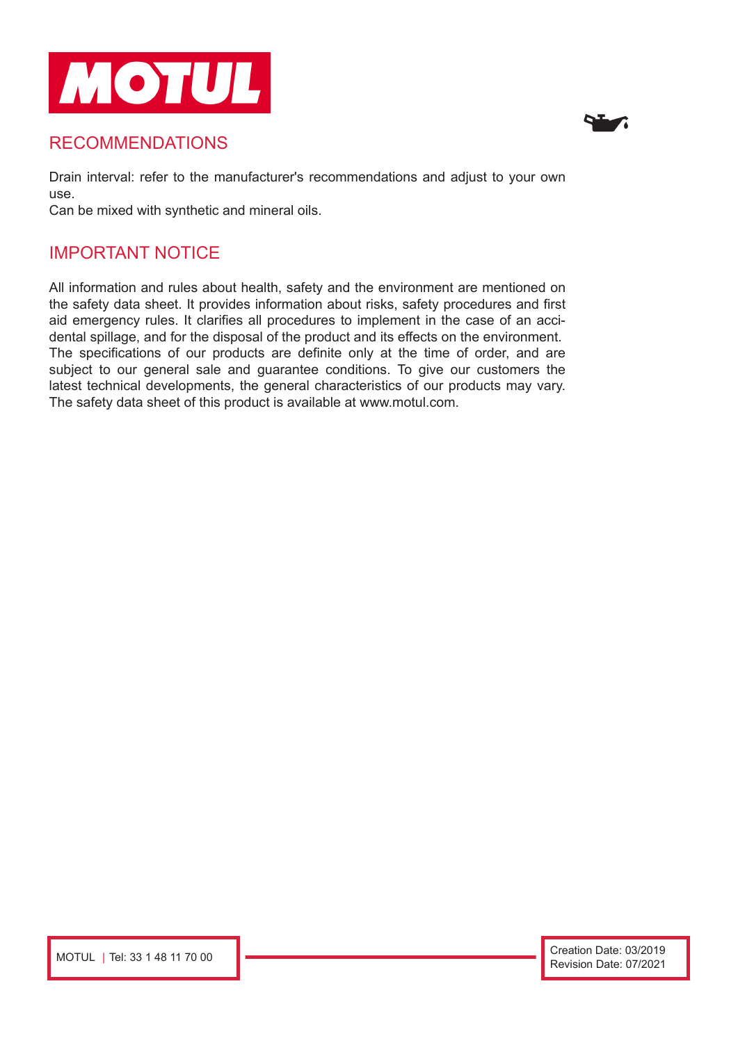## RECOMMENDATIONS

Drain interval: refer to the manufacturer's recommendations and adjust to your own use.
Can be mixed with synthetic and mineral oils.

## IMPORTANT NOTICE

All information and rules about health, safety and the environment are mentioned on the safety data sheet. It provides information about risks, safety procedures and first aid emergency rules. It clarifies all procedures to implement in the case of an accidental spillage, and for the disposal of the product and its effects on the environment.
The specifications of our products are definite only at the time of order, and are subject to our general sale and guarantee conditions. To give our customers the latest technical developments, the general characteristics of our products may vary.
The safety data sheet of this product is available at www.motul.com.

MOTUL | Tel: 33 1 48 11 70 00

Creation Date: 03/2019
Revision Date: 07/2021